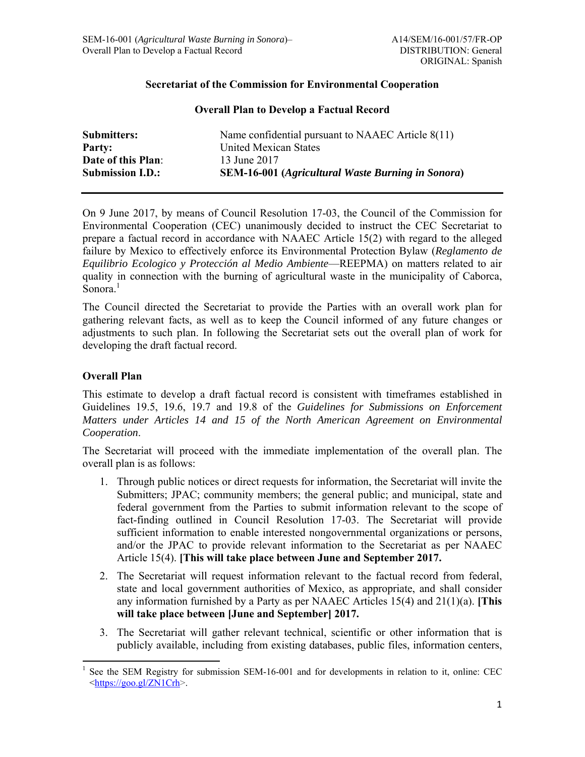## Secretariat of the Commission for Environmental Cooperation

### Overall Plan to Develop a Factual Record

| | |
|---|---|
| **Submitters:** | Name confidential pursuant to NAAEC Article 8(11) |
| **Party:** | United Mexican States |
| **Date of this Plan**: | 13 June 2017 |
| **Submission I.D.:** | **SEM-16-001 (*Agricultural Waste Burning in Sonora*)** |

---

On 9 June 2017, by means of Council Resolution 17-03, the Council of the Commission for Environmental Cooperation (CEC) unanimously decided to instruct the CEC Secretariat to prepare a factual record in accordance with NAAEC Article 15(2) with regard to the alleged failure by Mexico to effectively enforce its Environmental Protection Bylaw (*Reglamento de Equilibrio Ecologico y Protección al Medio Ambiente*—REEPMA) on matters related to air quality in connection with the burning of agricultural waste in the municipality of Caborca, Sonora.[1]

The Council directed the Secretariat to provide the Parties with an overall work plan for gathering relevant facts, as well as to keep the Council informed of any future changes or adjustments to such plan. In following the Secretariat sets out the overall plan of work for developing the draft factual record.

### Overall Plan

This estimate to develop a draft factual record is consistent with timeframes established in Guidelines 19.5, 19.6, 19.7 and 19.8 of the *Guidelines for Submissions on Enforcement Matters under Articles 14 and 15 of the North American Agreement on Environmental Cooperation*.

The Secretariat will proceed with the immediate implementation of the overall plan. The overall plan is as follows:

1. Through public notices or direct requests for information, the Secretariat will invite the Submitters; JPAC; community members; the general public; and municipal, state and federal government from the Parties to submit information relevant to the scope of fact-finding outlined in Council Resolution 17-03. The Secretariat will provide sufficient information to enable interested nongovernmental organizations or persons, and/or the JPAC to provide relevant information to the Secretariat as per NAAEC Article 15(4). **[This will take place between June and September 2017.**
2. The Secretariat will request information relevant to the factual record from federal, state and local government authorities of Mexico, as appropriate, and shall consider any information furnished by a Party as per NAAEC Articles 15(4) and 21(1)(a). **[This will take place between [June and September] 2017.**
3. The Secretariat will gather relevant technical, scientific or other information that is publicly available, including from existing databases, public files, information centers,

---

[1] See the SEM Registry for submission SEM-16-001 and for developments in relation to it, online: CEC <https://goo.gl/ZN1Crh>.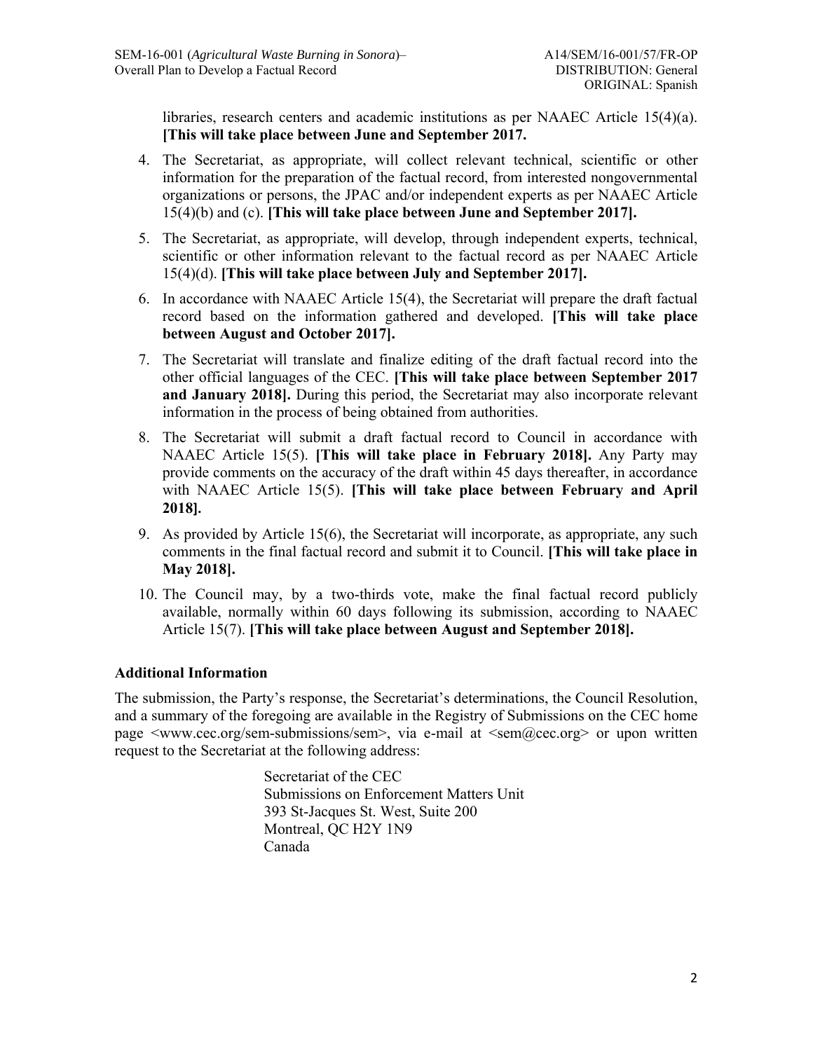libraries, research centers and academic institutions as per NAAEC Article 15(4)(a). **[This will take place between June and September 2017.**

4. The Secretariat, as appropriate, will collect relevant technical, scientific or other information for the preparation of the factual record, from interested nongovernmental organizations or persons, the JPAC and/or independent experts as per NAAEC Article 15(4)(b) and (c). **[This will take place between June and September 2017].**
5. The Secretariat, as appropriate, will develop, through independent experts, technical, scientific or other information relevant to the factual record as per NAAEC Article 15(4)(d). **[This will take place between July and September 2017].**
6. In accordance with NAAEC Article 15(4), the Secretariat will prepare the draft factual record based on the information gathered and developed. **[This will take place between August and October 2017].**
7. The Secretariat will translate and finalize editing of the draft factual record into the other official languages of the CEC. **[This will take place between September 2017 and January 2018].** During this period, the Secretariat may also incorporate relevant information in the process of being obtained from authorities.
8. The Secretariat will submit a draft factual record to Council in accordance with NAAEC Article 15(5). **[This will take place in February 2018].** Any Party may provide comments on the accuracy of the draft within 45 days thereafter, in accordance with NAAEC Article 15(5). **[This will take place between February and April 2018].**
9. As provided by Article 15(6), the Secretariat will incorporate, as appropriate, any such comments in the final factual record and submit it to Council. **[This will take place in May 2018].**
10. The Council may, by a two-thirds vote, make the final factual record publicly available, normally within 60 days following its submission, according to NAAEC Article 15(7). **[This will take place between August and September 2018].**

**Additional Information**

The submission, the Party's response, the Secretariat's determinations, the Council Resolution, and a summary of the foregoing are available in the Registry of Submissions on the CEC home page <www.cec.org/sem-submissions/sem>, via e-mail at <sem@cec.org> or upon written request to the Secretariat at the following address:

Secretariat of the CEC  
Submissions on Enforcement Matters Unit  
393 St-Jacques St. West, Suite 200  
Montreal, QC H2Y 1N9  
Canada